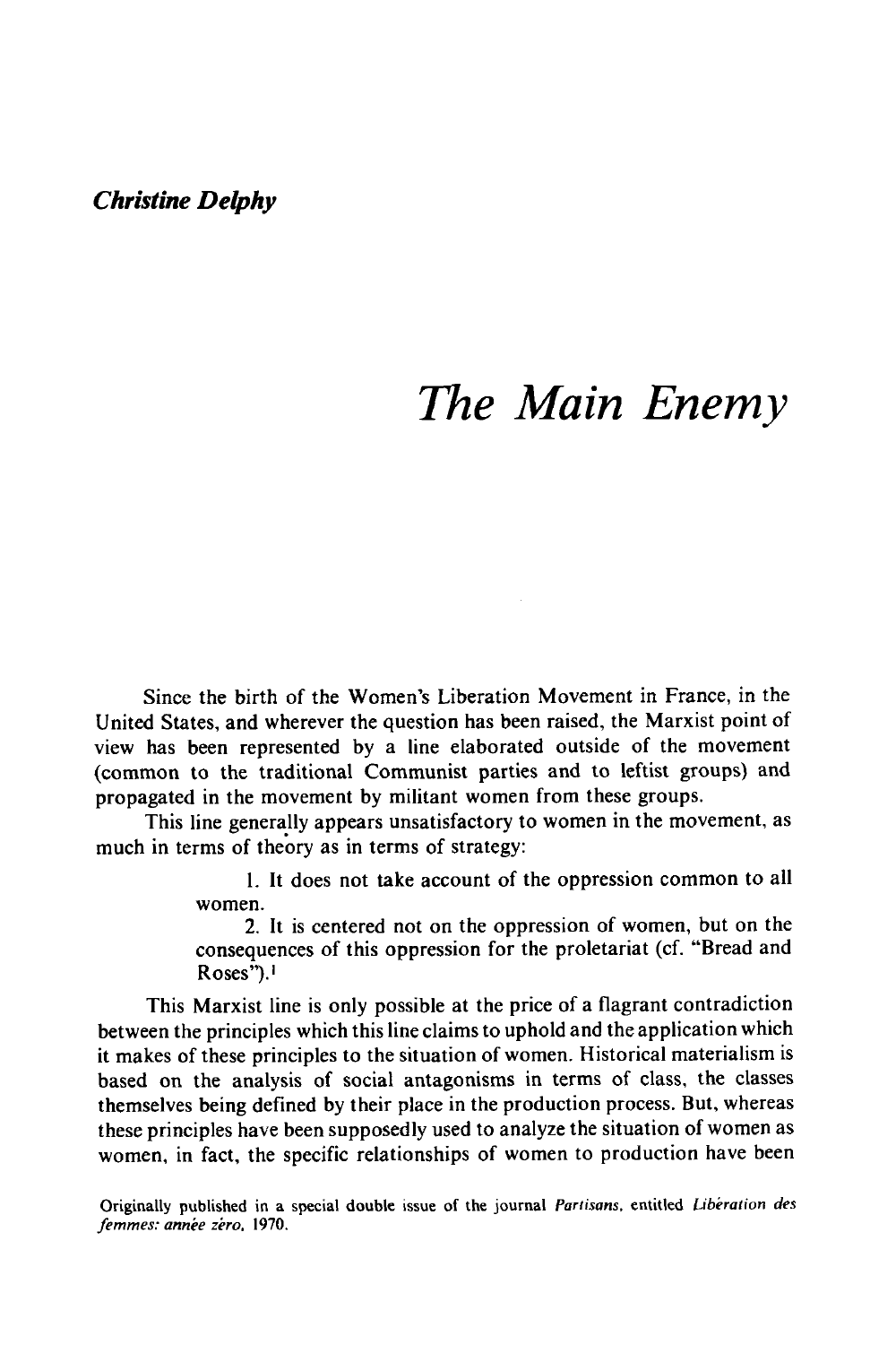*Christine Delphy*

# *The Main Enemy*

Since the birth of the Women's Liberation Movement in France, in the United States, and wherever the question has been raised, the Marxist point of view has been represented by a line elaborated outside of the movement (common to the traditional Communist parties and to leftist groups) and propagated in the movement by militant women from these groups.

This line generally appears unsatisfactory to women in the movement, as much in terms of theory as in terms of strategy:

> 1. It does not take account of the oppression common to all women.
>
> 2. It is centered not on the oppression of women, but on the consequences of this oppression for the proletariat (cf. "Bread and Roses").[1]

This Marxist line is only possible at the price of a flagrant contradiction between the principles which this line claims to uphold and the application which it makes of these principles to the situation of women. Historical materialism is based on the analysis of social antagonisms in terms of class, the classes themselves being defined by their place in the production process. But, whereas these principles have been supposedly used to analyze the situation of women as women, in fact, the specific relationships of women to production have been

Originally published in a special double issue of the journal *Partisans*, entitled *Libération des femmes: année zéro*, 1970.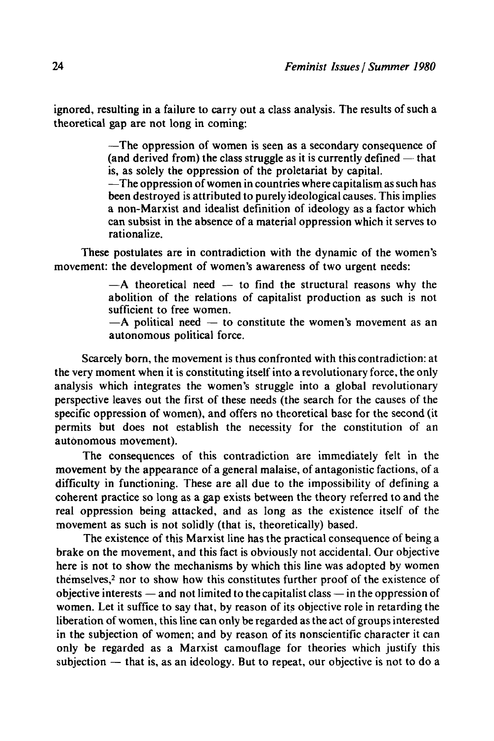ignored, resulting in a failure to carry out a class analysis. The results of such a theoretical gap are not long in coming:

> —The oppression of women is seen as a secondary consequence of (and derived from) the class struggle as it is currently defined — that is, as solely the oppression of the proletariat by capital.
> —The oppression of women in countries where capitalism as such has been destroyed is attributed to purely ideological causes. This implies a non-Marxist and idealist definition of ideology as a factor which can subsist in the absence of a material oppression which it serves to rationalize.

These postulates are in contradiction with the dynamic of the women's movement: the development of women's awareness of two urgent needs:

> —A theoretical need — to find the structural reasons why the abolition of the relations of capitalist production as such is not sufficient to free women.
> —A political need — to constitute the women's movement as an autonomous political force.

Scarcely born, the movement is thus confronted with this contradiction: at the very moment when it is constituting itself into a revolutionary force, the only analysis which integrates the women's struggle into a global revolutionary perspective leaves out the first of these needs (the search for the causes of the specific oppression of women), and offers no theoretical base for the second (it permits but does not establish the necessity for the constitution of an autonomous movement).

The consequences of this contradiction are immediately felt in the movement by the appearance of a general malaise, of antagonistic factions, of a difficulty in functioning. These are all due to the impossibility of defining a coherent practice so long as a gap exists between the theory referred to and the real oppression being attacked, and as long as the existence itself of the movement as such is not solidly (that is, theoretically) based.

The existence of this Marxist line has the practical consequence of being a brake on the movement, and this fact is obviously not accidental. Our objective here is not to show the mechanisms by which this line was adopted by women themselves,[2] nor to show how this constitutes further proof of the existence of objective interests — and not limited to the capitalist class — in the oppression of women. Let it suffice to say that, by reason of its objective role in retarding the liberation of women, this line can only be regarded as the act of groups interested in the subjection of women; and by reason of its nonscientific character it can only be regarded as a Marxist camouflage for theories which justify this subjection — that is, as an ideology. But to repeat, our objective is not to do a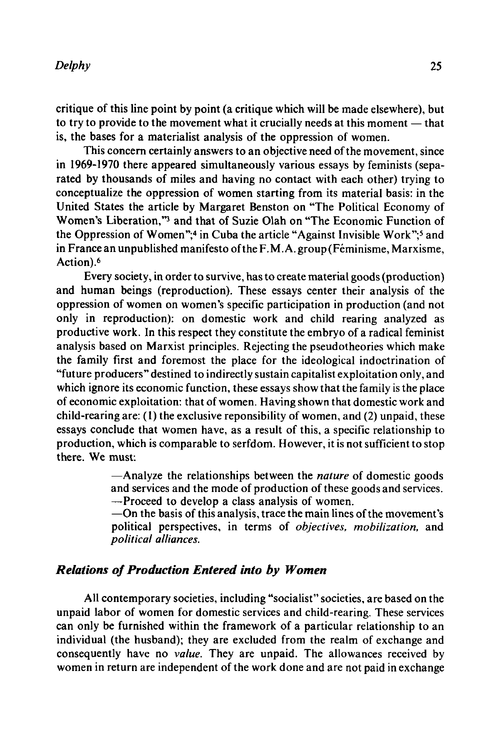critique of this line point by point (a critique which will be made elsewhere), but to try to provide to the movement what it crucially needs at this moment — that is, the bases for a materialist analysis of the oppression of women.

This concern certainly answers to an objective need of the movement, since in 1969-1970 there appeared simultaneously various essays by feminists (separated by thousands of miles and having no contact with each other) trying to conceptualize the oppression of women starting from its material basis: in the United States the article by Margaret Benston on "The Political Economy of Women's Liberation,"[3] and that of Suzie Olah on "The Economic Function of the Oppression of Women";[4] in Cuba the article "Against Invisible Work";[5] and in France an unpublished manifesto of the F.M.A. group (Féminisme, Marxisme, Action).[6]

Every society, in order to survive, has to create material goods (production) and human beings (reproduction). These essays center their analysis of the oppression of women on women's specific participation in production (and not only in reproduction): on domestic work and child rearing analyzed as productive work. In this respect they constitute the embryo of a radical feminist analysis based on Marxist principles. Rejecting the pseudotheories which make the family first and foremost the place for the ideological indoctrination of "future producers" destined to indirectly sustain capitalist exploitation only, and which ignore its economic function, these essays show that the family is the place of economic exploitation: that of women. Having shown that domestic work and child-rearing are: (1) the exclusive reponsibility of women, and (2) unpaid, these essays conclude that women have, as a result of this, a specific relationship to production, which is comparable to serfdom. However, it is not sufficient to stop there. We must:

> —Analyze the relationships between the *nature* of domestic goods and services and the mode of production of these goods and services.
> —Proceed to develop a class analysis of women.
> —On the basis of this analysis, trace the main lines of the movement's political perspectives, in terms of *objectives, mobilization,* and *political alliances.*

## *Relations of Production Entered into by Women*

All contemporary societies, including "socialist" societies, are based on the unpaid labor of women for domestic services and child-rearing. These services can only be furnished within the framework of a particular relationship to an individual (the husband); they are excluded from the realm of exchange and consequently have no *value.* They are unpaid. The allowances received by women in return are independent of the work done and are not paid in exchange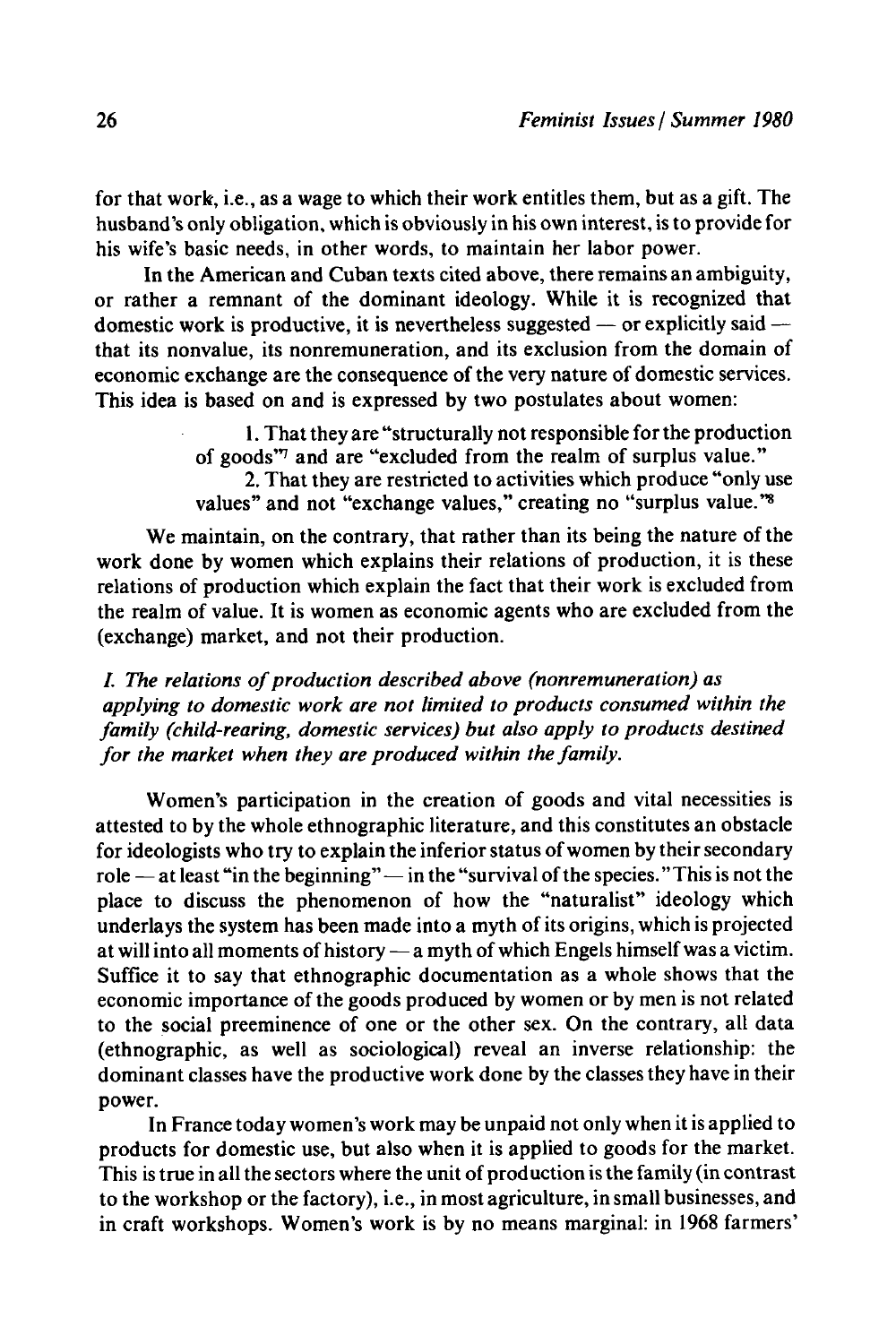for that work, i.e., as a wage to which their work entitles them, but as a gift. The husband's only obligation, which is obviously in his own interest, is to provide for his wife's basic needs, in other words, to maintain her labor power.

In the American and Cuban texts cited above, there remains an ambiguity, or rather a remnant of the dominant ideology. While it is recognized that domestic work is productive, it is nevertheless suggested — or explicitly said — that its nonvalue, its nonremuneration, and its exclusion from the domain of economic exchange are the consequence of the very nature of domestic services. This idea is based on and is expressed by two postulates about women:

> 1. That they are "structurally not responsible for the production of goods"[7] and are "excluded from the realm of surplus value."
> 2. That they are restricted to activities which produce "only use values" and not "exchange values," creating no "surplus value."[8]

We maintain, on the contrary, that rather than its being the nature of the work done by women which explains their relations of production, it is these relations of production which explain the fact that their work is excluded from the realm of value. It is women as economic agents who are excluded from the (exchange) market, and not their production.

*I. The relations of production described above (nonremuneration) as applying to domestic work are not limited to products consumed within the family (child-rearing, domestic services) but also apply to products destined for the market when they are produced within the family.*

Women's participation in the creation of goods and vital necessities is attested to by the whole ethnographic literature, and this constitutes an obstacle for ideologists who try to explain the inferior status of women by their secondary role — at least "in the beginning" — in the "survival of the species." This is not the place to discuss the phenomenon of how the "naturalist" ideology which underlays the system has been made into a myth of its origins, which is projected at will into all moments of history — a myth of which Engels himself was a victim. Suffice it to say that ethnographic documentation as a whole shows that the economic importance of the goods produced by women or by men is not related to the social preeminence of one or the other sex. On the contrary, all data (ethnographic, as well as sociological) reveal an inverse relationship: the dominant classes have the productive work done by the classes they have in their power.

In France today women's work may be unpaid not only when it is applied to products for domestic use, but also when it is applied to goods for the market. This is true in all the sectors where the unit of production is the family (in contrast to the workshop or the factory), i.e., in most agriculture, in small businesses, and in craft workshops. Women's work is by no means marginal: in 1968 farmers'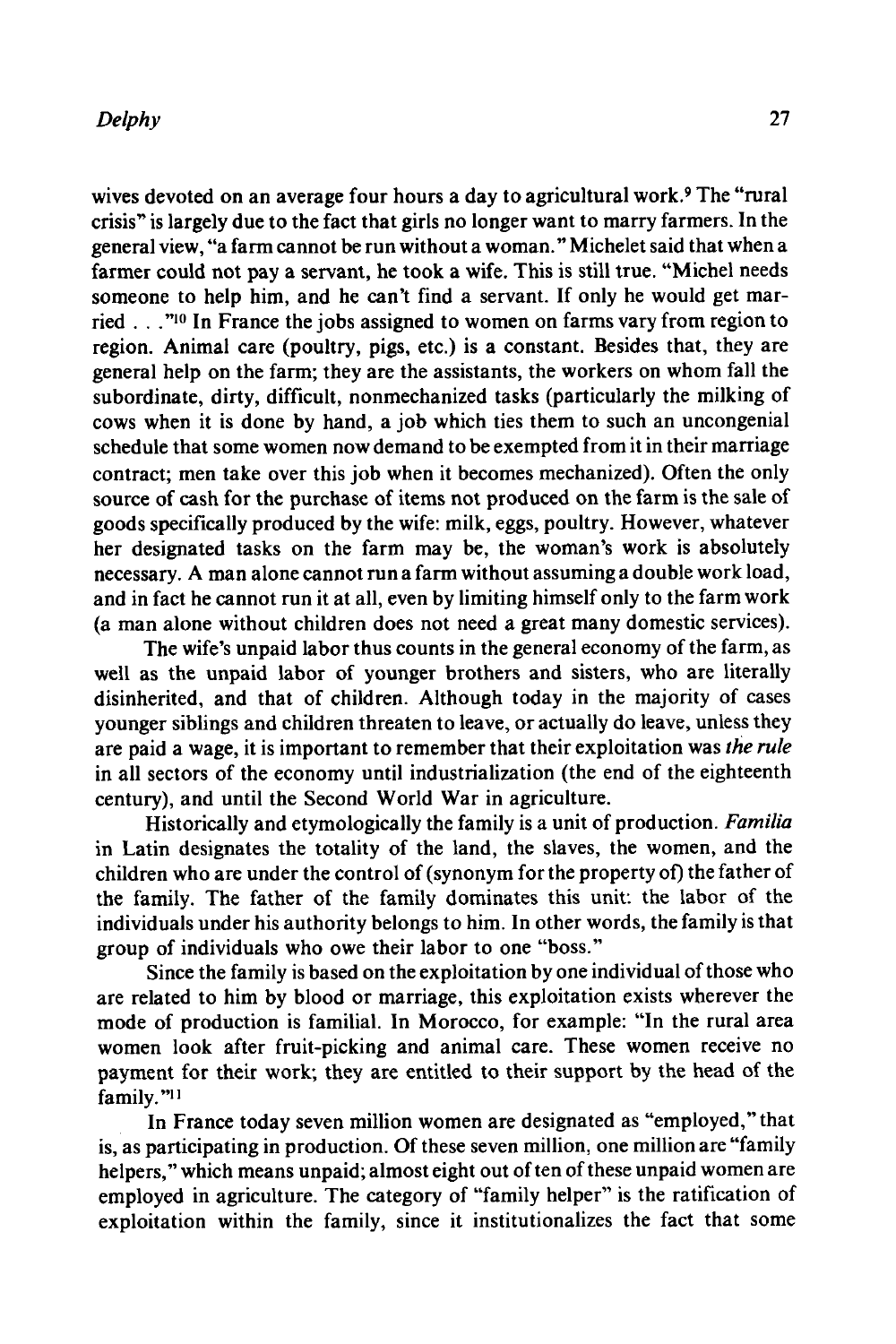wives devoted on an average four hours a day to agricultural work.[9] The "rural crisis" is largely due to the fact that girls no longer want to marry farmers. In the general view, "a farm cannot be run without a woman." Michelet said that when a farmer could not pay a servant, he took a wife. This is still true. "Michel needs someone to help him, and he can't find a servant. If only he would get married . . ."[10] In France the jobs assigned to women on farms vary from region to region. Animal care (poultry, pigs, etc.) is a constant. Besides that, they are general help on the farm; they are the assistants, the workers on whom fall the subordinate, dirty, difficult, nonmechanized tasks (particularly the milking of cows when it is done by hand, a job which ties them to such an uncongenial schedule that some women now demand to be exempted from it in their marriage contract; men take over this job when it becomes mechanized). Often the only source of cash for the purchase of items not produced on the farm is the sale of goods specifically produced by the wife: milk, eggs, poultry. However, whatever her designated tasks on the farm may be, the woman's work is absolutely necessary. A man alone cannot run a farm without assuming a double work load, and in fact he cannot run it at all, even by limiting himself only to the farm work (a man alone without children does not need a great many domestic services).

The wife's unpaid labor thus counts in the general economy of the farm, as well as the unpaid labor of younger brothers and sisters, who are literally disinherited, and that of children. Although today in the majority of cases younger siblings and children threaten to leave, or actually do leave, unless they are paid a wage, it is important to remember that their exploitation was *the rule* in all sectors of the economy until industrialization (the end of the eighteenth century), and until the Second World War in agriculture.

Historically and etymologically the family is a unit of production. *Familia* in Latin designates the totality of the land, the slaves, the women, and the children who are under the control of (synonym for the property of) the father of the family. The father of the family dominates this unit: the labor of the individuals under his authority belongs to him. In other words, the family is that group of individuals who owe their labor to one "boss."

Since the family is based on the exploitation by one individual of those who are related to him by blood or marriage, this exploitation exists wherever the mode of production is familial. In Morocco, for example: "In the rural area women look after fruit-picking and animal care. These women receive no payment for their work; they are entitled to their support by the head of the family."[11]

In France today seven million women are designated as "employed," that is, as participating in production. Of these seven million, one million are "family helpers," which means unpaid; almost eight out of ten of these unpaid women are employed in agriculture. The category of "family helper" is the ratification of exploitation within the family, since it institutionalizes the fact that some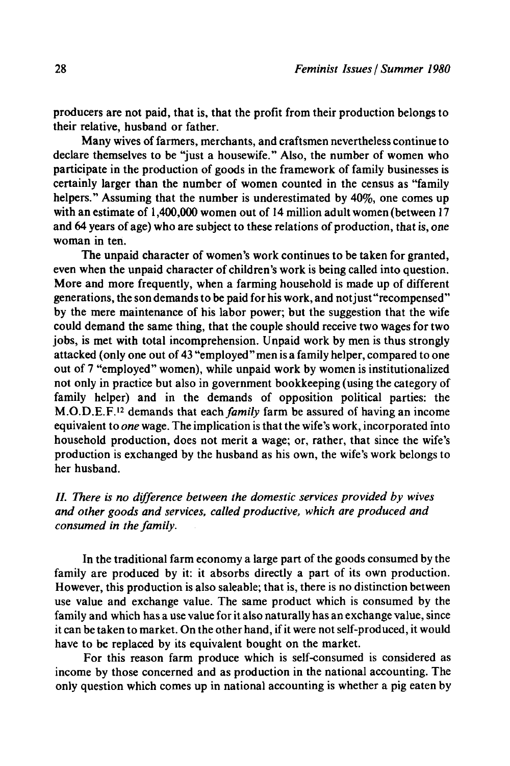producers are not paid, that is, that the profit from their production belongs to their relative, husband or father.

Many wives of farmers, merchants, and craftsmen nevertheless continue to declare themselves to be "just a housewife." Also, the number of women who participate in the production of goods in the framework of family businesses is certainly larger than the number of women counted in the census as "family helpers." Assuming that the number is underestimated by 40%, one comes up with an estimate of 1,400,000 women out of 14 million adult women (between 17 and 64 years of age) who are subject to these relations of production, that is, one woman in ten.

The unpaid character of women's work continues to be taken for granted, even when the unpaid character of children's work is being called into question. More and more frequently, when a farming household is made up of different generations, the son demands to be paid for his work, and not just "recompensed" by the mere maintenance of his labor power; but the suggestion that the wife could demand the same thing, that the couple should receive two wages for two jobs, is met with total incomprehension. Unpaid work by men is thus strongly attacked (only one out of 43 "employed" men is a family helper, compared to one out of 7 "employed" women), while unpaid work by women is institutionalized not only in practice but also in government bookkeeping (using the category of family helper) and in the demands of opposition political parties: the M.O.D.E.F.[12] demands that each *family* farm be assured of having an income equivalent to *one* wage. The implication is that the wife's work, incorporated into household production, does not merit a wage; or, rather, that since the wife's production is exchanged by the husband as his own, the wife's work belongs to her husband.

## *II. There is no difference between the domestic services provided by wives and other goods and services, called productive, which are produced and consumed in the family.*

In the traditional farm economy a large part of the goods consumed by the family are produced by it: it absorbs directly a part of its own production. However, this production is also saleable; that is, there is no distinction between use value and exchange value. The same product which is consumed by the family and which has a use value for it also naturally has an exchange value, since it can be taken to market. On the other hand, if it were not self-produced, it would have to be replaced by its equivalent bought on the market.

For this reason farm produce which is self-consumed is considered as income by those concerned and as production in the national accounting. The only question which comes up in national accounting is whether a pig eaten by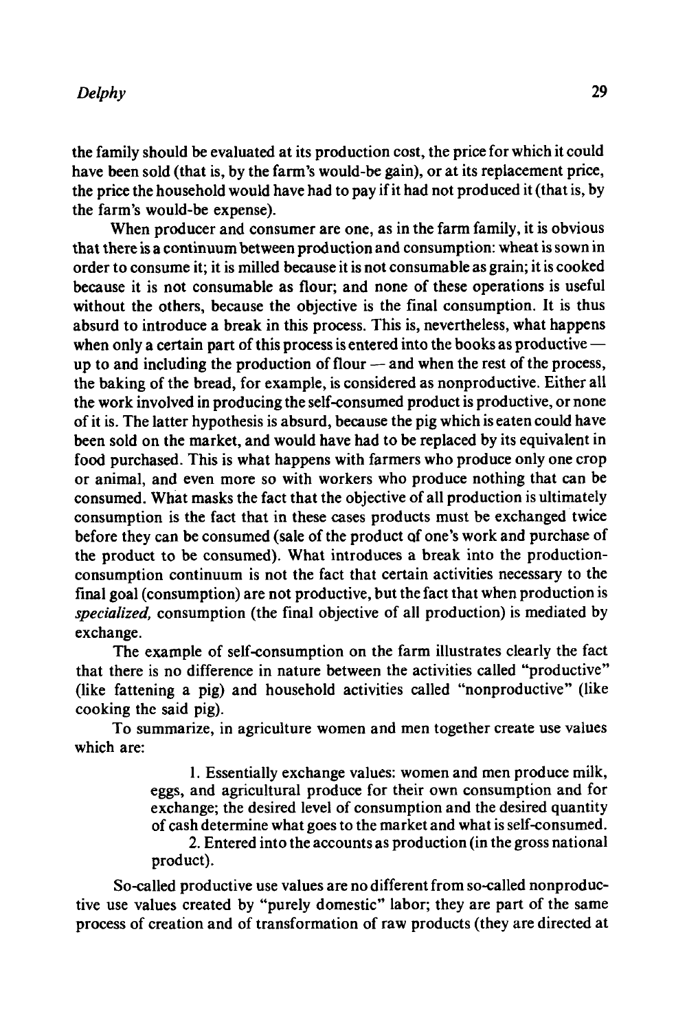the family should be evaluated at its production cost, the price for which it could have been sold (that is, by the farm's would-be gain), or at its replacement price, the price the household would have had to pay if it had not produced it (that is, by the farm's would-be expense).

When producer and consumer are one, as in the farm family, it is obvious that there is a continuum between production and consumption: wheat is sown in order to consume it; it is milled because it is not consumable as grain; it is cooked because it is not consumable as flour; and none of these operations is useful without the others, because the objective is the final consumption. It is thus absurd to introduce a break in this process. This is, nevertheless, what happens when only a certain part of this process is entered into the books as productive — up to and including the production of flour — and when the rest of the process, the baking of the bread, for example, is considered as nonproductive. Either all the work involved in producing the self-consumed product is productive, or none of it is. The latter hypothesis is absurd, because the pig which is eaten could have been sold on the market, and would have had to be replaced by its equivalent in food purchased. This is what happens with farmers who produce only one crop or animal, and even more so with workers who produce nothing that can be consumed. What masks the fact that the objective of all production is ultimately consumption is the fact that in these cases products must be exchanged twice before they can be consumed (sale of the product of one's work and purchase of the product to be consumed). What introduces a break into the production-consumption continuum is not the fact that certain activities necessary to the final goal (consumption) are not productive, but the fact that when production is *specialized,* consumption (the final objective of all production) is mediated by exchange.

The example of self-consumption on the farm illustrates clearly the fact that there is no difference in nature between the activities called "productive" (like fattening a pig) and household activities called "nonproductive" (like cooking the said pig).

To summarize, in agriculture women and men together create use values which are:

> 1. Essentially exchange values: women and men produce milk, eggs, and agricultural produce for their own consumption and for exchange; the desired level of consumption and the desired quantity of cash determine what goes to the market and what is self-consumed.
>
> 2. Entered into the accounts as production (in the gross national product).

So-called productive use values are no different from so-called nonproductive use values created by "purely domestic" labor; they are part of the same process of creation and of transformation of raw products (they are directed at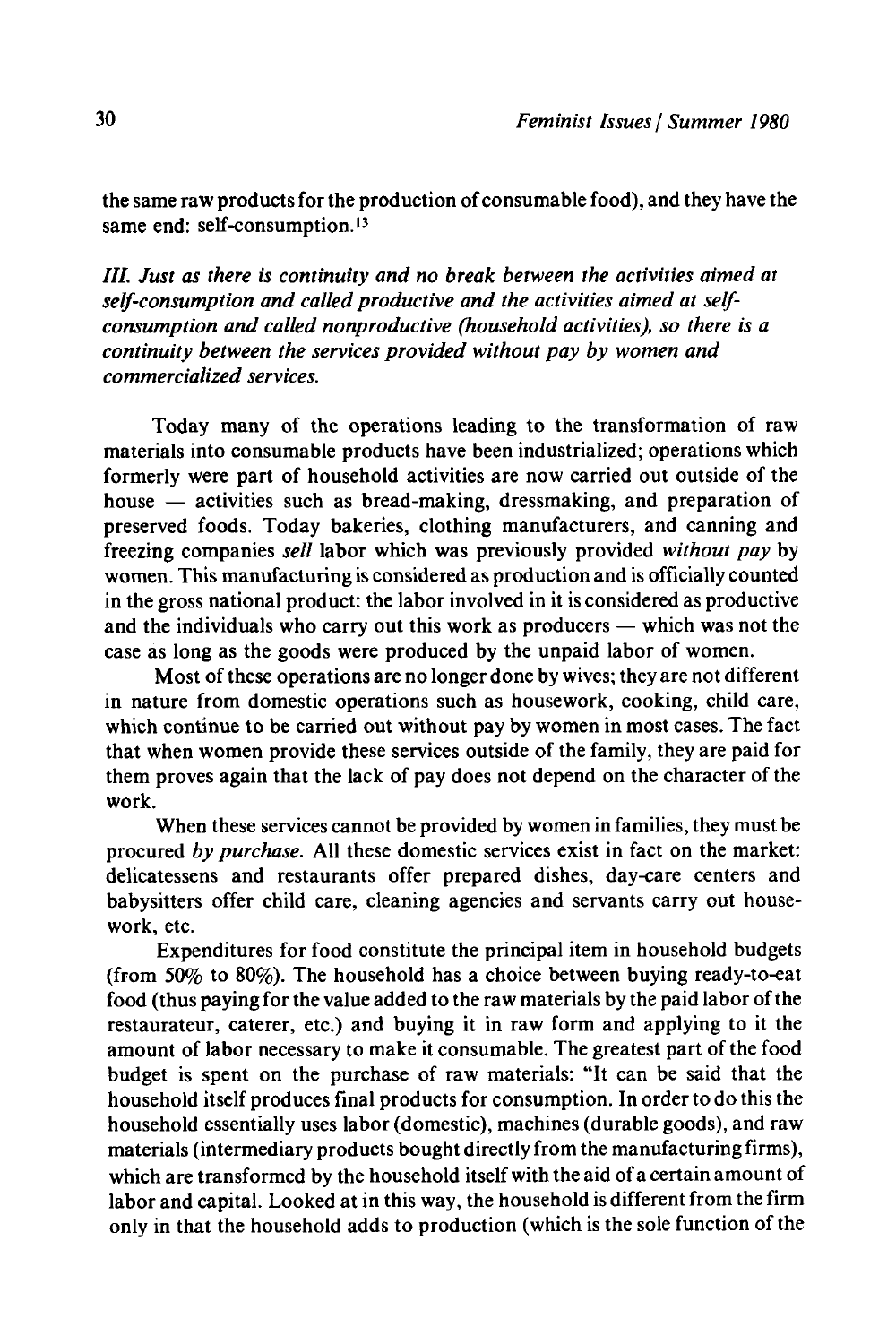the same raw products for the production of consumable food), and they have the same end: self-consumption.[13]

*III. Just as there is continuity and no break between the activities aimed at self-consumption and called productive and the activities aimed at self-consumption and called nonproductive (household activities), so there is a continuity between the services provided without pay by women and commercialized services.*

Today many of the operations leading to the transformation of raw materials into consumable products have been industrialized; operations which formerly were part of household activities are now carried out outside of the house — activities such as bread-making, dressmaking, and preparation of preserved foods. Today bakeries, clothing manufacturers, and canning and freezing companies *sell* labor which was previously provided *without pay* by women. This manufacturing is considered as production and is officially counted in the gross national product: the labor involved in it is considered as productive and the individuals who carry out this work as producers — which was not the case as long as the goods were produced by the unpaid labor of women.

Most of these operations are no longer done by wives; they are not different in nature from domestic operations such as housework, cooking, child care, which continue to be carried out without pay by women in most cases. The fact that when women provide these services outside of the family, they are paid for them proves again that the lack of pay does not depend on the character of the work.

When these services cannot be provided by women in families, they must be procured *by purchase.* All these domestic services exist in fact on the market: delicatessens and restaurants offer prepared dishes, day-care centers and babysitters offer child care, cleaning agencies and servants carry out housework, etc.

Expenditures for food constitute the principal item in household budgets (from 50% to 80%). The household has a choice between buying ready-to-eat food (thus paying for the value added to the raw materials by the paid labor of the restaurateur, caterer, etc.) and buying it in raw form and applying to it the amount of labor necessary to make it consumable. The greatest part of the food budget is spent on the purchase of raw materials: "It can be said that the household itself produces final products for consumption. In order to do this the household essentially uses labor (domestic), machines (durable goods), and raw materials (intermediary products bought directly from the manufacturing firms), which are transformed by the household itself with the aid of a certain amount of labor and capital. Looked at in this way, the household is different from the firm only in that the household adds to production (which is the sole function of the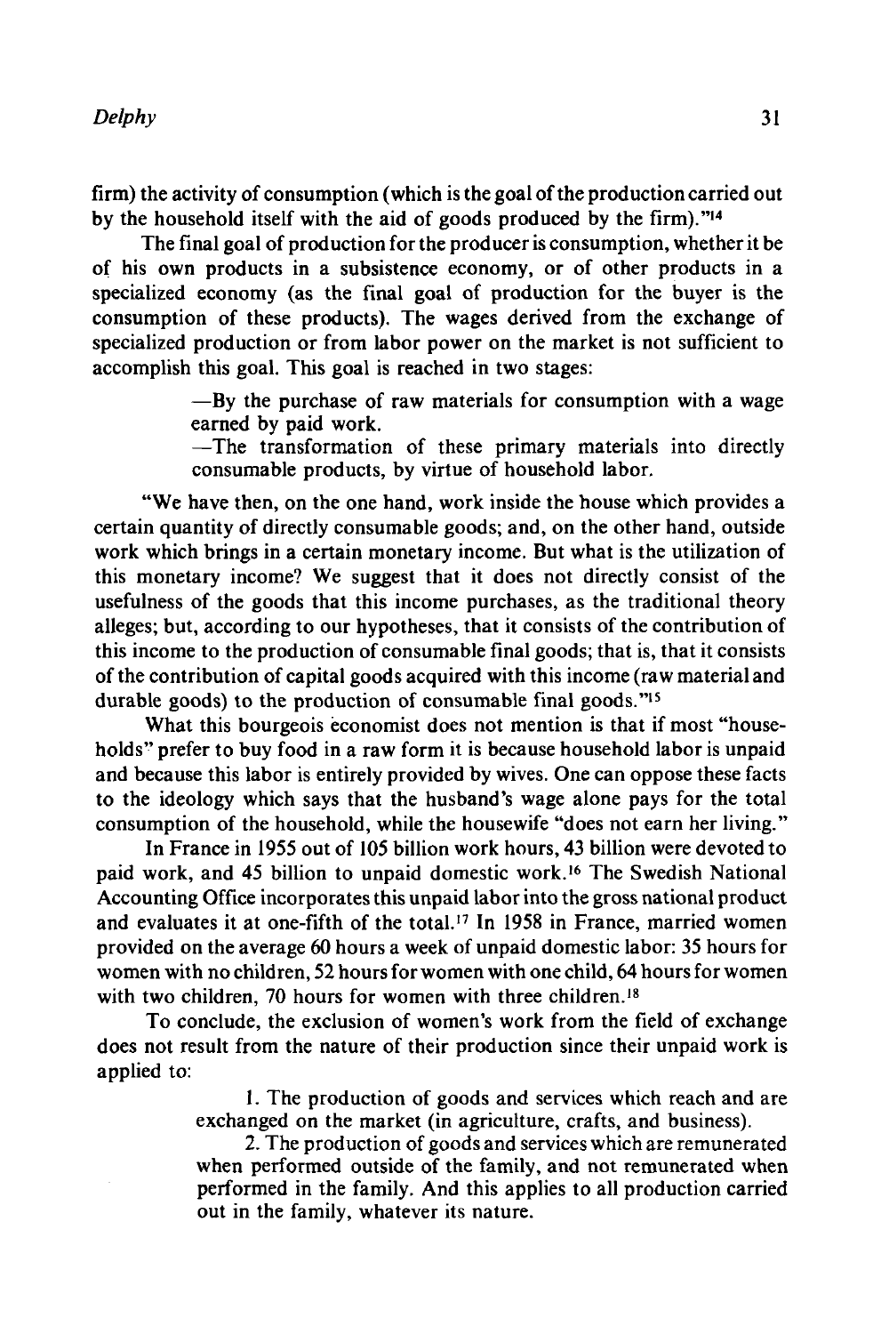firm) the activity of consumption (which is the goal of the production carried out by the household itself with the aid of goods produced by the firm)."[14]

The final goal of production for the producer is consumption, whether it be of his own products in a subsistence economy, or of other products in a specialized economy (as the final goal of production for the buyer is the consumption of these products). The wages derived from the exchange of specialized production or from labor power on the market is not sufficient to accomplish this goal. This goal is reached in two stages:

> —By the purchase of raw materials for consumption with a wage earned by paid work.
>
> —The transformation of these primary materials into directly consumable products, by virtue of household labor.

"We have then, on the one hand, work inside the house which provides a certain quantity of directly consumable goods; and, on the other hand, outside work which brings in a certain monetary income. But what is the utilization of this monetary income? We suggest that it does not directly consist of the usefulness of the goods that this income purchases, as the traditional theory alleges; but, according to our hypotheses, that it consists of the contribution of this income to the production of consumable final goods; that is, that it consists of the contribution of capital goods acquired with this income (raw material and durable goods) to the production of consumable final goods."[15]

What this bourgeois economist does not mention is that if most "households" prefer to buy food in a raw form it is because household labor is unpaid and because this labor is entirely provided by wives. One can oppose these facts to the ideology which says that the husband's wage alone pays for the total consumption of the household, while the housewife "does not earn her living."

In France in 1955 out of 105 billion work hours, 43 billion were devoted to paid work, and 45 billion to unpaid domestic work.[16] The Swedish National Accounting Office incorporates this unpaid labor into the gross national product and evaluates it at one-fifth of the total.[17] In 1958 in France, married women provided on the average 60 hours a week of unpaid domestic labor: 35 hours for women with no children, 52 hours for women with one child, 64 hours for women with two children, 70 hours for women with three children.[18]

To conclude, the exclusion of women's work from the field of exchange does not result from the nature of their production since their unpaid work is applied to:

> 1. The production of goods and services which reach and are exchanged on the market (in agriculture, crafts, and business).
>
> 2. The production of goods and services which are remunerated when performed outside of the family, and not remunerated when performed in the family. And this applies to all production carried out in the family, whatever its nature.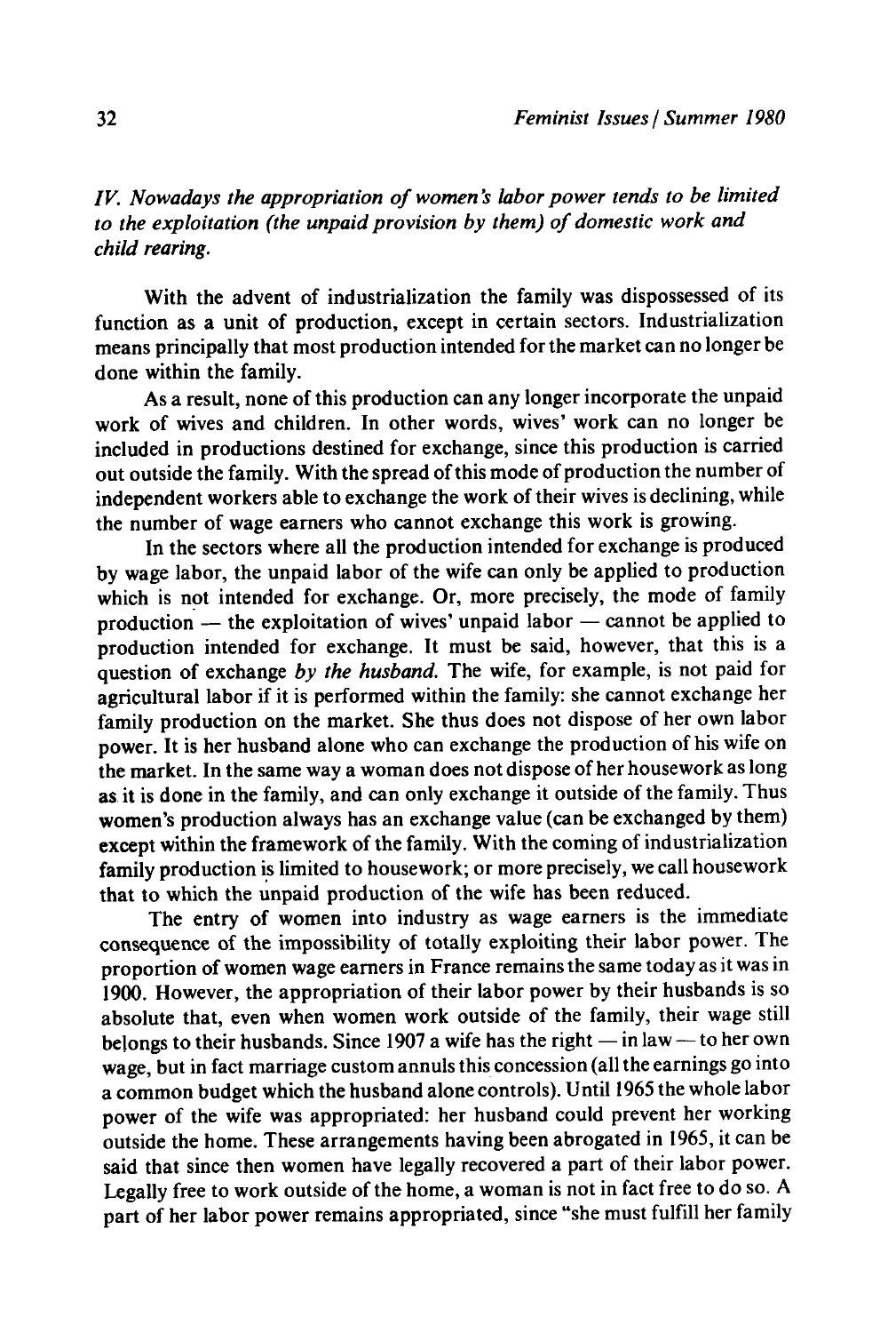*IV. Nowadays the appropriation of women's labor power tends to be limited to the exploitation (the unpaid provision by them) of domestic work and child rearing.*

With the advent of industrialization the family was dispossessed of its function as a unit of production, except in certain sectors. Industrialization means principally that most production intended for the market can no longer be done within the family.

As a result, none of this production can any longer incorporate the unpaid work of wives and children. In other words, wives' work can no longer be included in productions destined for exchange, since this production is carried out outside the family. With the spread of this mode of production the number of independent workers able to exchange the work of their wives is declining, while the number of wage earners who cannot exchange this work is growing.

In the sectors where all the production intended for exchange is produced by wage labor, the unpaid labor of the wife can only be applied to production which is not intended for exchange. Or, more precisely, the mode of family production — the exploitation of wives' unpaid labor — cannot be applied to production intended for exchange. It must be said, however, that this is a question of exchange *by the husband.* The wife, for example, is not paid for agricultural labor if it is performed within the family: she cannot exchange her family production on the market. She thus does not dispose of her own labor power. It is her husband alone who can exchange the production of his wife on the market. In the same way a woman does not dispose of her housework as long as it is done in the family, and can only exchange it outside of the family. Thus women's production always has an exchange value (can be exchanged by them) except within the framework of the family. With the coming of industrialization family production is limited to housework; or more precisely, we call housework that to which the unpaid production of the wife has been reduced.

The entry of women into industry as wage earners is the immediate consequence of the impossibility of totally exploiting their labor power. The proportion of women wage earners in France remains the same today as it was in 1900. However, the appropriation of their labor power by their husbands is so absolute that, even when women work outside of the family, their wage still belongs to their husbands. Since 1907 a wife has the right — in law — to her own wage, but in fact marriage custom annuls this concession (all the earnings go into a common budget which the husband alone controls). Until 1965 the whole labor power of the wife was appropriated: her husband could prevent her working outside the home. These arrangements having been abrogated in 1965, it can be said that since then women have legally recovered a part of their labor power. Legally free to work outside of the home, a woman is not in fact free to do so. A part of her labor power remains appropriated, since "she must fulfill her family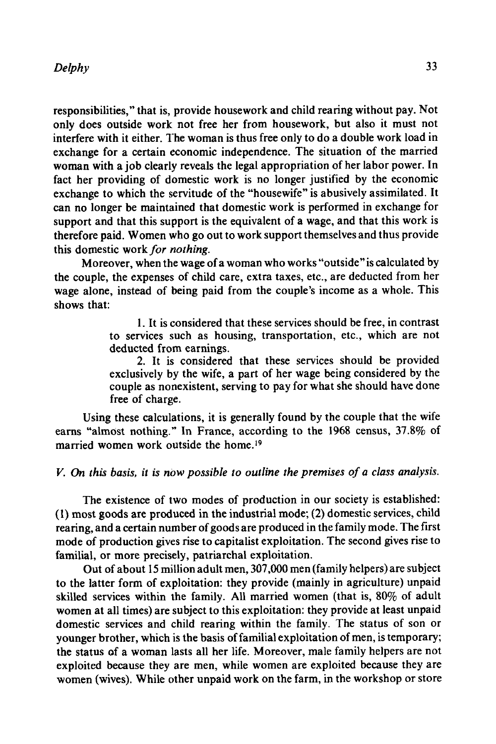responsibilities," that is, provide housework and child rearing without pay. Not only does outside work not free her from housework, but also it must not interfere with it either. The woman is thus free only to do a double work load in exchange for a certain economic independence. The situation of the married woman with a job clearly reveals the legal appropriation of her labor power. In fact her providing of domestic work is no longer justified by the economic exchange to which the servitude of the "housewife" is abusively assimilated. It can no longer be maintained that domestic work is performed in exchange for support and that this support is the equivalent of a wage, and that this work is therefore paid. Women who go out to work support themselves and thus provide this domestic work *for nothing.*

Moreover, when the wage of a woman who works "outside" is calculated by the couple, the expenses of child care, extra taxes, etc., are deducted from her wage alone, instead of being paid from the couple's income as a whole. This shows that:

> 1. It is considered that these services should be free, in contrast to services such as housing, transportation, etc., which are not deducted from earnings.
>
> 2. It is considered that these services should be provided exclusively by the wife, a part of her wage being considered by the couple as nonexistent, serving to pay for what she should have done free of charge.

Using these calculations, it is generally found by the couple that the wife earns "almost nothing." In France, according to the 1968 census, 37.8% of married women work outside the home.[19]

*V. On this basis, it is now possible to outline the premises of a class analysis.*

The existence of two modes of production in our society is established: (1) most goods are produced in the industrial mode; (2) domestic services, child rearing, and a certain number of goods are produced in the family mode. The first mode of production gives rise to capitalist exploitation. The second gives rise to familial, or more precisely, patriarchal exploitation.

Out of about 15 million adult men, 307,000 men (family helpers) are subject to the latter form of exploitation: they provide (mainly in agriculture) unpaid skilled services within the family. All married women (that is, 80% of adult women at all times) are subject to this exploitation: they provide at least unpaid domestic services and child rearing within the family. The status of son or younger brother, which is the basis of familial exploitation of men, is temporary; the status of a woman lasts all her life. Moreover, male family helpers are not exploited because they are men, while women are exploited because they are women (wives). While other unpaid work on the farm, in the workshop or store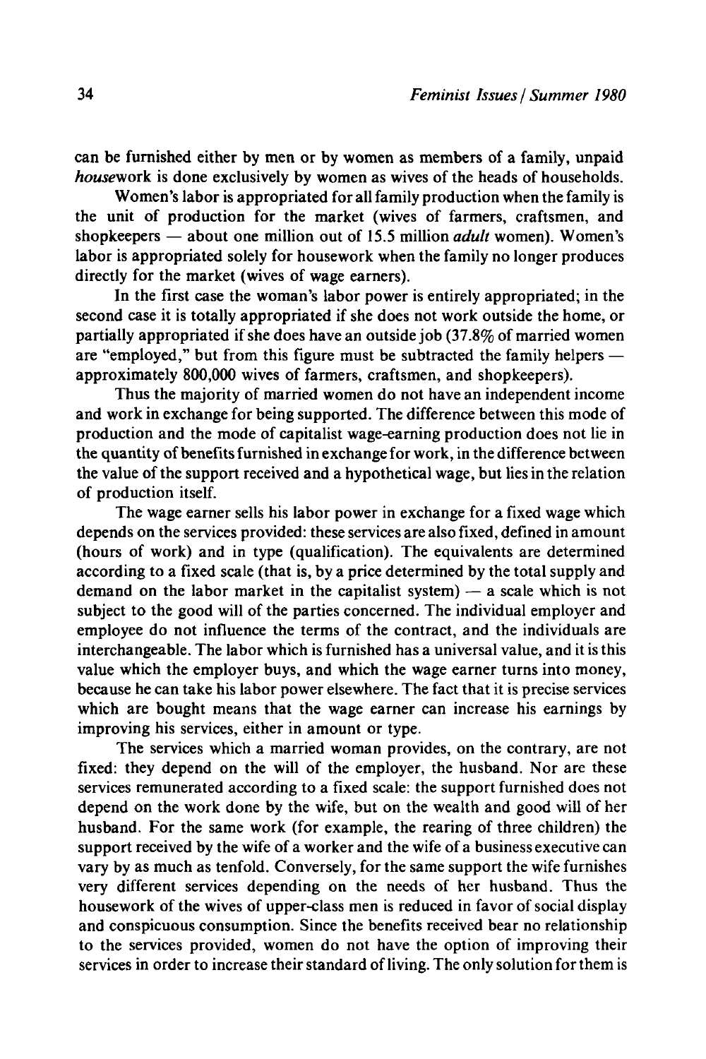can be furnished either by men or by women as members of a family, unpaid *house*work is done exclusively by women as wives of the heads of households.

Women's labor is appropriated for all family production when the family is the unit of production for the market (wives of farmers, craftsmen, and shopkeepers — about one million out of 15.5 million *adult* women). Women's labor is appropriated solely for housework when the family no longer produces directly for the market (wives of wage earners).

In the first case the woman's labor power is entirely appropriated; in the second case it is totally appropriated if she does not work outside the home, or partially appropriated if she does have an outside job (37.8% of married women are "employed," but from this figure must be subtracted the family helpers — approximately 800,000 wives of farmers, craftsmen, and shopkeepers).

Thus the majority of married women do not have an independent income and work in exchange for being supported. The difference between this mode of production and the mode of capitalist wage-earning production does not lie in the quantity of benefits furnished in exchange for work, in the difference between the value of the support received and a hypothetical wage, but lies in the relation of production itself.

The wage earner sells his labor power in exchange for a fixed wage which depends on the services provided: these services are also fixed, defined in amount (hours of work) and in type (qualification). The equivalents are determined according to a fixed scale (that is, by a price determined by the total supply and demand on the labor market in the capitalist system) — a scale which is not subject to the good will of the parties concerned. The individual employer and employee do not influence the terms of the contract, and the individuals are interchangeable. The labor which is furnished has a universal value, and it is this value which the employer buys, and which the wage earner turns into money, because he can take his labor power elsewhere. The fact that it is precise services which are bought means that the wage earner can increase his earnings by improving his services, either in amount or type.

The services which a married woman provides, on the contrary, are not fixed: they depend on the will of the employer, the husband. Nor are these services remunerated according to a fixed scale: the support furnished does not depend on the work done by the wife, but on the wealth and good will of her husband. For the same work (for example, the rearing of three children) the support received by the wife of a worker and the wife of a business executive can vary by as much as tenfold. Conversely, for the same support the wife furnishes very different services depending on the needs of her husband. Thus the housework of the wives of upper-class men is reduced in favor of social display and conspicuous consumption. Since the benefits received bear no relationship to the services provided, women do not have the option of improving their services in order to increase their standard of living. The only solution for them is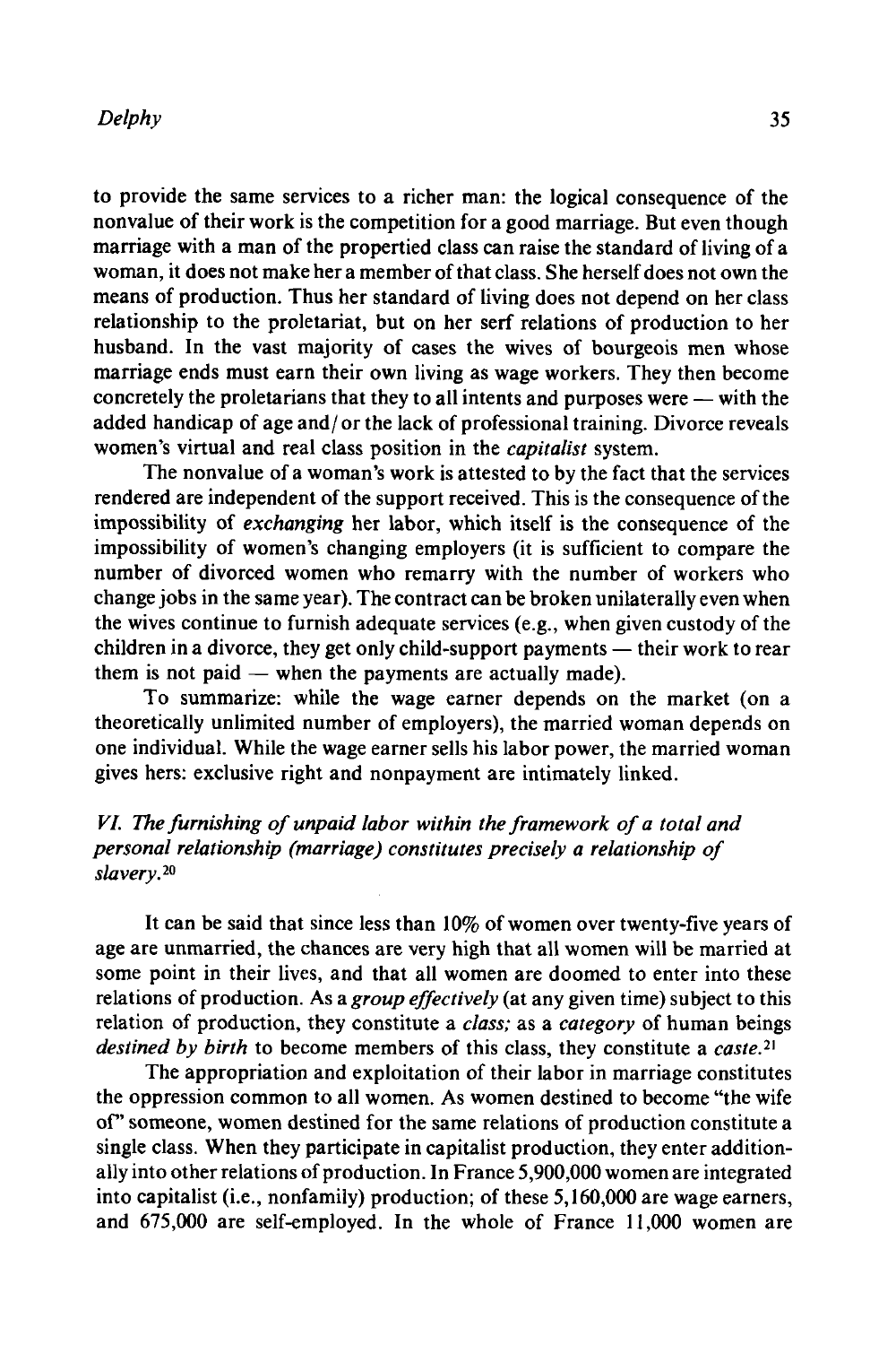to provide the same services to a richer man: the logical consequence of the nonvalue of their work is the competition for a good marriage. But even though marriage with a man of the propertied class can raise the standard of living of a woman, it does not make her a member of that class. She herself does not own the means of production. Thus her standard of living does not depend on her class relationship to the proletariat, but on her serf relations of production to her husband. In the vast majority of cases the wives of bourgeois men whose marriage ends must earn their own living as wage workers. They then become concretely the proletarians that they to all intents and purposes were — with the added handicap of age and/or the lack of professional training. Divorce reveals women's virtual and real class position in the *capitalist* system.

The nonvalue of a woman's work is attested to by the fact that the services rendered are independent of the support received. This is the consequence of the impossibility of *exchanging* her labor, which itself is the consequence of the impossibility of women's changing employers (it is sufficient to compare the number of divorced women who remarry with the number of workers who change jobs in the same year). The contract can be broken unilaterally even when the wives continue to furnish adequate services (e.g., when given custody of the children in a divorce, they get only child-support payments — their work to rear them is not paid — when the payments are actually made).

To summarize: while the wage earner depends on the market (on a theoretically unlimited number of employers), the married woman depends on one individual. While the wage earner sells his labor power, the married woman gives hers: exclusive right and nonpayment are intimately linked.

### *VI. The furnishing of unpaid labor within the framework of a total and personal relationship (marriage) constitutes precisely a relationship of slavery.*[20]

It can be said that since less than 10% of women over twenty-five years of age are unmarried, the chances are very high that all women will be married at some point in their lives, and that all women are doomed to enter into these relations of production. As a *group effectively* (at any given time) subject to this relation of production, they constitute a *class;* as a *category* of human beings *destined by birth* to become members of this class, they constitute a *caste.*[21]

The appropriation and exploitation of their labor in marriage constitutes the oppression common to all women. As women destined to become "the wife of" someone, women destined for the same relations of production constitute a single class. When they participate in capitalist production, they enter additionally into other relations of production. In France 5,900,000 women are integrated into capitalist (i.e., nonfamily) production; of these 5,160,000 are wage earners, and 675,000 are self-employed. In the whole of France 11,000 women are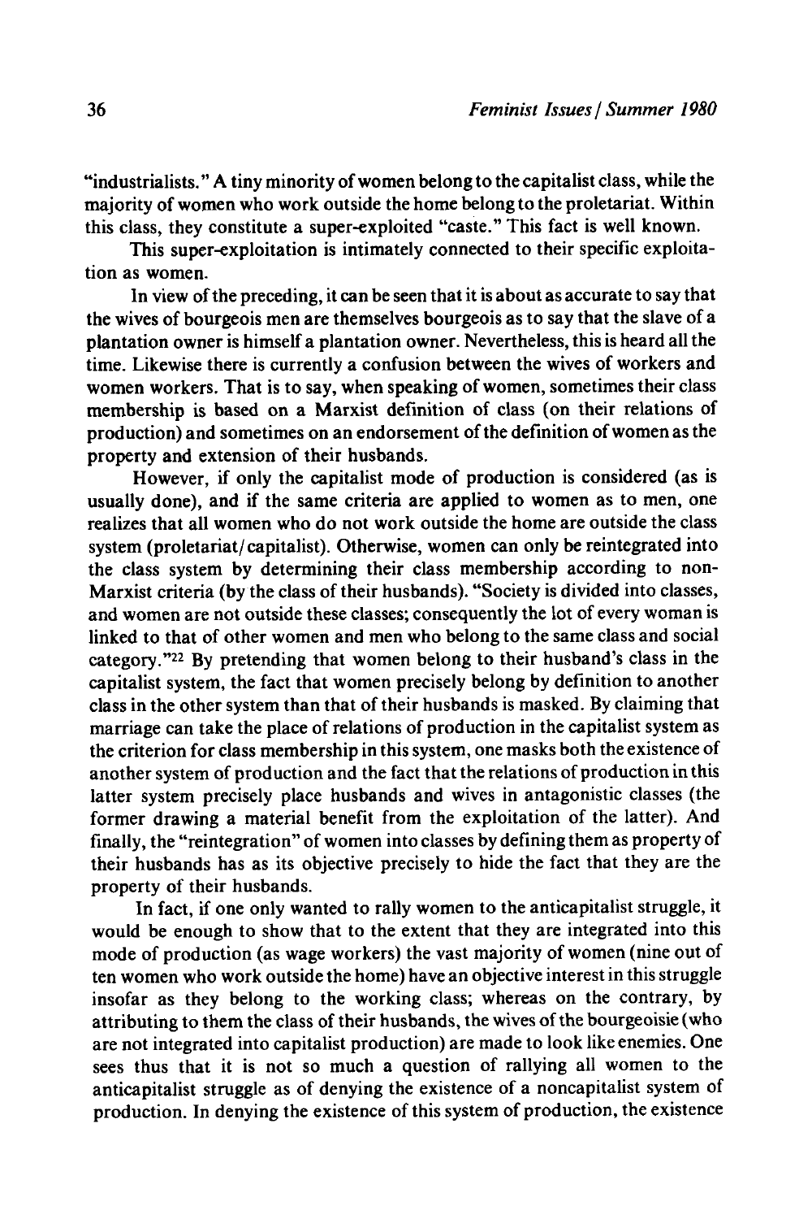"industrialists." A tiny minority of women belong to the capitalist class, while the majority of women who work outside the home belong to the proletariat. Within this class, they constitute a super-exploited "caste." This fact is well known.

This super-exploitation is intimately connected to their specific exploitation as women.

In view of the preceding, it can be seen that it is about as accurate to say that the wives of bourgeois men are themselves bourgeois as to say that the slave of a plantation owner is himself a plantation owner. Nevertheless, this is heard all the time. Likewise there is currently a confusion between the wives of workers and women workers. That is to say, when speaking of women, sometimes their class membership is based on a Marxist definition of class (on their relations of production) and sometimes on an endorsement of the definition of women as the property and extension of their husbands.

However, if only the capitalist mode of production is considered (as is usually done), and if the same criteria are applied to women as to men, one realizes that all women who do not work outside the home are outside the class system (proletariat/capitalist). Otherwise, women can only be reintegrated into the class system by determining their class membership according to non-Marxist criteria (by the class of their husbands). "Society is divided into classes, and women are not outside these classes; consequently the lot of every woman is linked to that of other women and men who belong to the same class and social category."[22] By pretending that women belong to their husband's class in the capitalist system, the fact that women precisely belong by definition to another class in the other system than that of their husbands is masked. By claiming that marriage can take the place of relations of production in the capitalist system as the criterion for class membership in this system, one masks both the existence of another system of production and the fact that the relations of production in this latter system precisely place husbands and wives in antagonistic classes (the former drawing a material benefit from the exploitation of the latter). And finally, the "reintegration" of women into classes by defining them as property of their husbands has as its objective precisely to hide the fact that they are the property of their husbands.

In fact, if one only wanted to rally women to the anticapitalist struggle, it would be enough to show that to the extent that they are integrated into this mode of production (as wage workers) the vast majority of women (nine out of ten women who work outside the home) have an objective interest in this struggle insofar as they belong to the working class; whereas on the contrary, by attributing to them the class of their husbands, the wives of the bourgeoisie (who are not integrated into capitalist production) are made to look like enemies. One sees thus that it is not so much a question of rallying all women to the anticapitalist struggle as of denying the existence of a noncapitalist system of production. In denying the existence of this system of production, the existence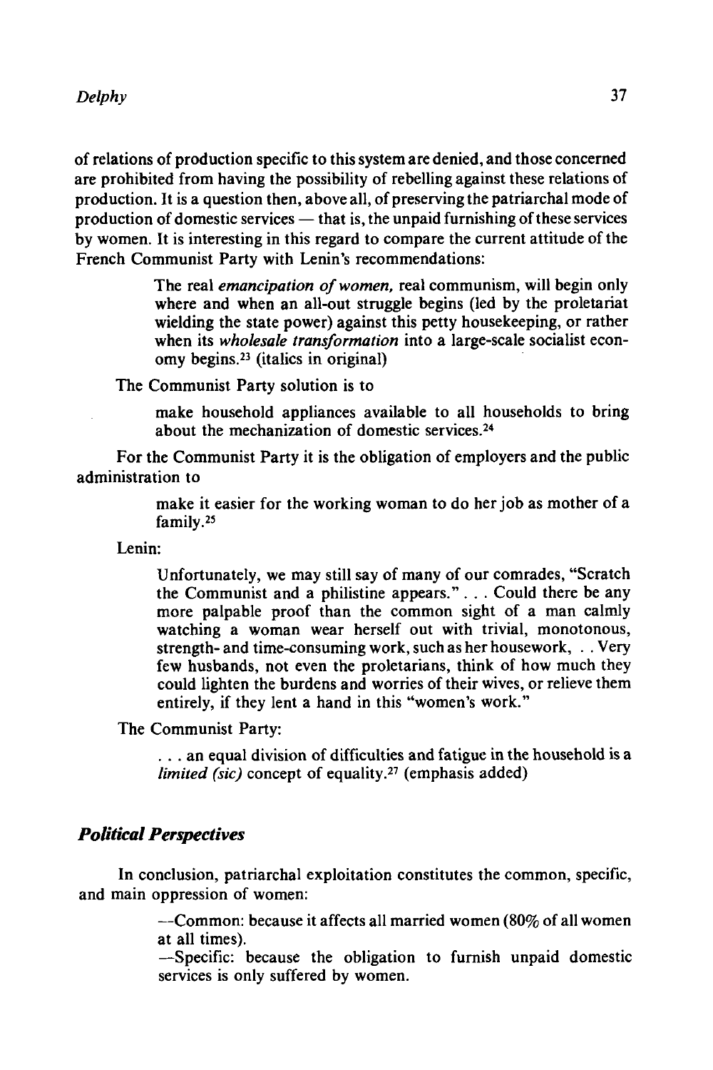of relations of production specific to this system are denied, and those concerned are prohibited from having the possibility of rebelling against these relations of production. It is a question then, above all, of preserving the patriarchal mode of production of domestic services — that is, the unpaid furnishing of these services by women. It is interesting in this regard to compare the current attitude of the French Communist Party with Lenin's recommendations:

> The real *emancipation of women,* real communism, will begin only where and when an all-out struggle begins (led by the proletariat wielding the state power) against this petty housekeeping, or rather when its *wholesale transformation* into a large-scale socialist economy begins.[23] (italics in original)

The Communist Party solution is to

> make household appliances available to all households to bring about the mechanization of domestic services.[24]

For the Communist Party it is the obligation of employers and the public administration to

> make it easier for the working woman to do her job as mother of a family.[25]

Lenin:

> Unfortunately, we may still say of many of our comrades, "Scratch the Communist and a philistine appears." . . . Could there be any more palpable proof than the common sight of a man calmly watching a woman wear herself out with trivial, monotonous, strength- and time-consuming work, such as her housework, . . Very few husbands, not even the proletarians, think of how much they could lighten the burdens and worries of their wives, or relieve them entirely, if they lent a hand in this "women's work."

The Communist Party:

> . . . an equal division of difficulties and fatigue in the household is a *limited (sic)* concept of equality.[27] (emphasis added)

## *Political Perspectives*

In conclusion, patriarchal exploitation constitutes the common, specific, and main oppression of women:

> —Common: because it affects all married women (80% of all women at all times).
>
> —Specific: because the obligation to furnish unpaid domestic services is only suffered by women.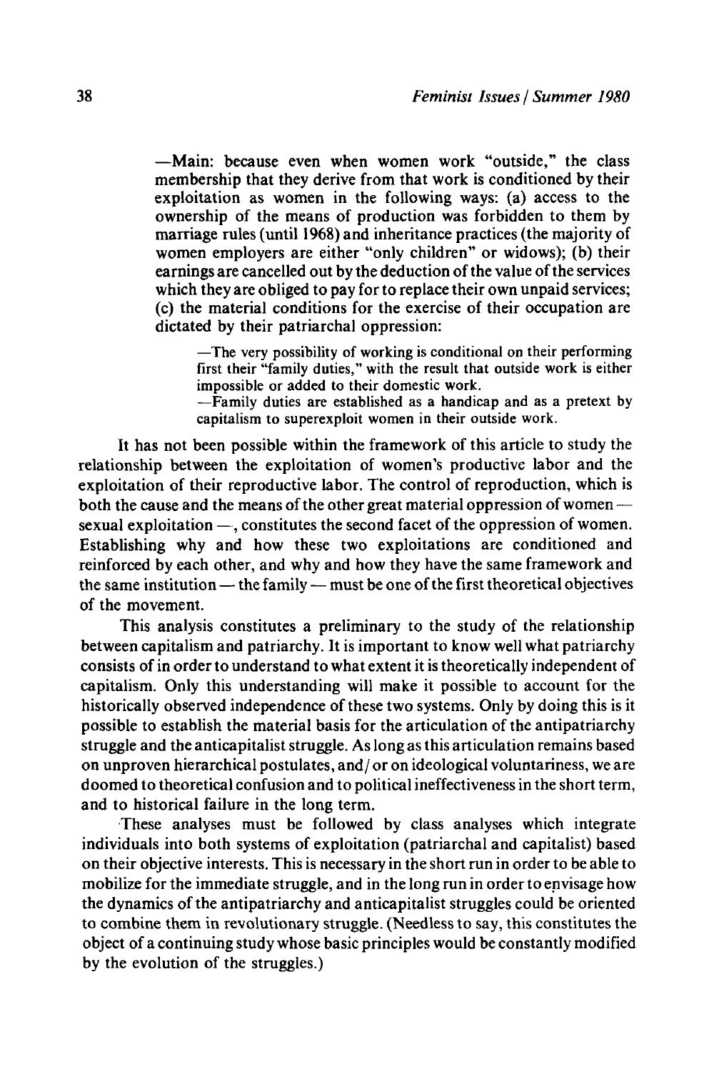—Main: because even when women work "outside," the class membership that they derive from that work is conditioned by their exploitation as women in the following ways: (a) access to the ownership of the means of production was forbidden to them by marriage rules (until 1968) and inheritance practices (the majority of women employers are either "only children" or widows); (b) their earnings are cancelled out by the deduction of the value of the services which they are obliged to pay for to replace their own unpaid services; (c) the material conditions for the exercise of their occupation are dictated by their patriarchal oppression:

> —The very possibility of working is conditional on their performing first their "family duties," with the result that outside work is either impossible or added to their domestic work.
>
> —Family duties are established as a handicap and as a pretext by capitalism to superexploit women in their outside work.

It has not been possible within the framework of this article to study the relationship between the exploitation of women's productive labor and the exploitation of their reproductive labor. The control of reproduction, which is both the cause and the means of the other great material oppression of women — sexual exploitation —, constitutes the second facet of the oppression of women. Establishing why and how these two exploitations are conditioned and reinforced by each other, and why and how they have the same framework and the same institution — the family — must be one of the first theoretical objectives of the movement.

This analysis constitutes a preliminary to the study of the relationship between capitalism and patriarchy. It is important to know well what patriarchy consists of in order to understand to what extent it is theoretically independent of capitalism. Only this understanding will make it possible to account for the historically observed independence of these two systems. Only by doing this is it possible to establish the material basis for the articulation of the antipatriarchy struggle and the anticapitalist struggle. As long as this articulation remains based on unproven hierarchical postulates, and/or on ideological voluntariness, we are doomed to theoretical confusion and to political ineffectiveness in the short term, and to historical failure in the long term.

These analyses must be followed by class analyses which integrate individuals into both systems of exploitation (patriarchal and capitalist) based on their objective interests. This is necessary in the short run in order to be able to mobilize for the immediate struggle, and in the long run in order to envisage how the dynamics of the antipatriarchy and anticapitalist struggles could be oriented to combine them in revolutionary struggle. (Needless to say, this constitutes the object of a continuing study whose basic principles would be constantly modified by the evolution of the struggles.)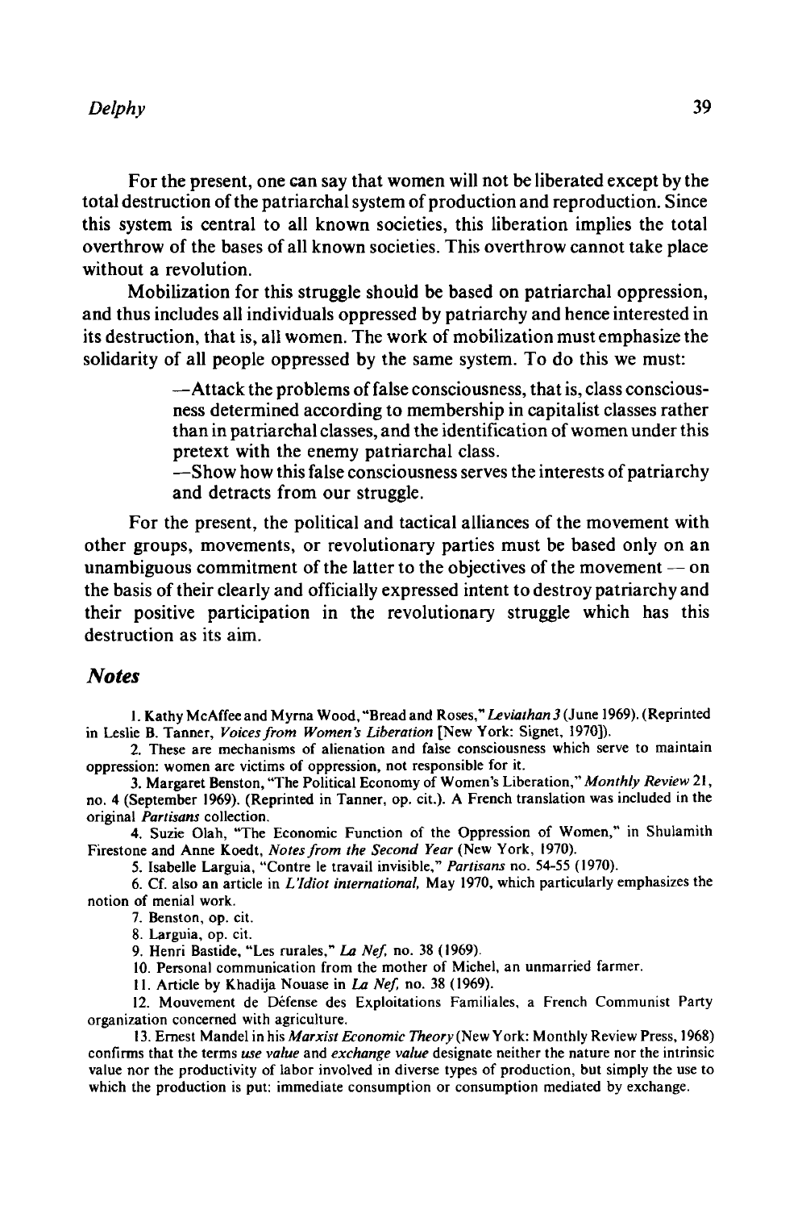For the present, one can say that women will not be liberated except by the total destruction of the patriarchal system of production and reproduction. Since this system is central to all known societies, this liberation implies the total overthrow of the bases of all known societies. This overthrow cannot take place without a revolution.

Mobilization for this struggle should be based on patriarchal oppression, and thus includes all individuals oppressed by patriarchy and hence interested in its destruction, that is, all women. The work of mobilization must emphasize the solidarity of all people oppressed by the same system. To do this we must:

> —Attack the problems of false consciousness, that is, class consciousness determined according to membership in capitalist classes rather than in patriarchal classes, and the identification of women under this pretext with the enemy patriarchal class.
>
> —Show how this false consciousness serves the interests of patriarchy and detracts from our struggle.

For the present, the political and tactical alliances of the movement with other groups, movements, or revolutionary parties must be based only on an unambiguous commitment of the latter to the objectives of the movement — on the basis of their clearly and officially expressed intent to destroy patriarchy and their positive participation in the revolutionary struggle which has this destruction as its aim.

## Notes

1. Kathy McAffee and Myrna Wood, "Bread and Roses," *Leviathan 3* (June 1969). (Reprinted in Leslie B. Tanner, *Voices from Women's Liberation* [New York: Signet, 1970]).

2. These are mechanisms of alienation and false consciousness which serve to maintain oppression: women are victims of oppression, not responsible for it.

3. Margaret Benston, "The Political Economy of Women's Liberation," *Monthly Review* 21, no. 4 (September 1969). (Reprinted in Tanner, op. cit.). A French translation was included in the original *Partisans* collection.

4. Suzie Olah, "The Economic Function of the Oppression of Women," in Shulamith Firestone and Anne Koedt, *Notes from the Second Year* (New York, 1970).

5. Isabelle Larguia, "Contre le travail invisible," *Partisans* no. 54-55 (1970).

6. Cf. also an article in *L'Idiot international*, May 1970, which particularly emphasizes the notion of menial work.

7. Benston, op. cit.

8. Larguia, op. cit.

9. Henri Bastide, "Les rurales," *La Nef*, no. 38 (1969).

10. Personal communication from the mother of Michel, an unmarried farmer.

11. Article by Khadija Nouase in *La Nef*, no. 38 (1969).

12. Mouvement de Défense des Exploitations Familiales, a French Communist Party organization concerned with agriculture.

13. Ernest Mandel in his *Marxist Economic Theory* (New York: Monthly Review Press, 1968) confirms that the terms *use value* and *exchange value* designate neither the nature nor the intrinsic value nor the productivity of labor involved in diverse types of production, but simply the use to which the production is put: immediate consumption or consumption mediated by exchange.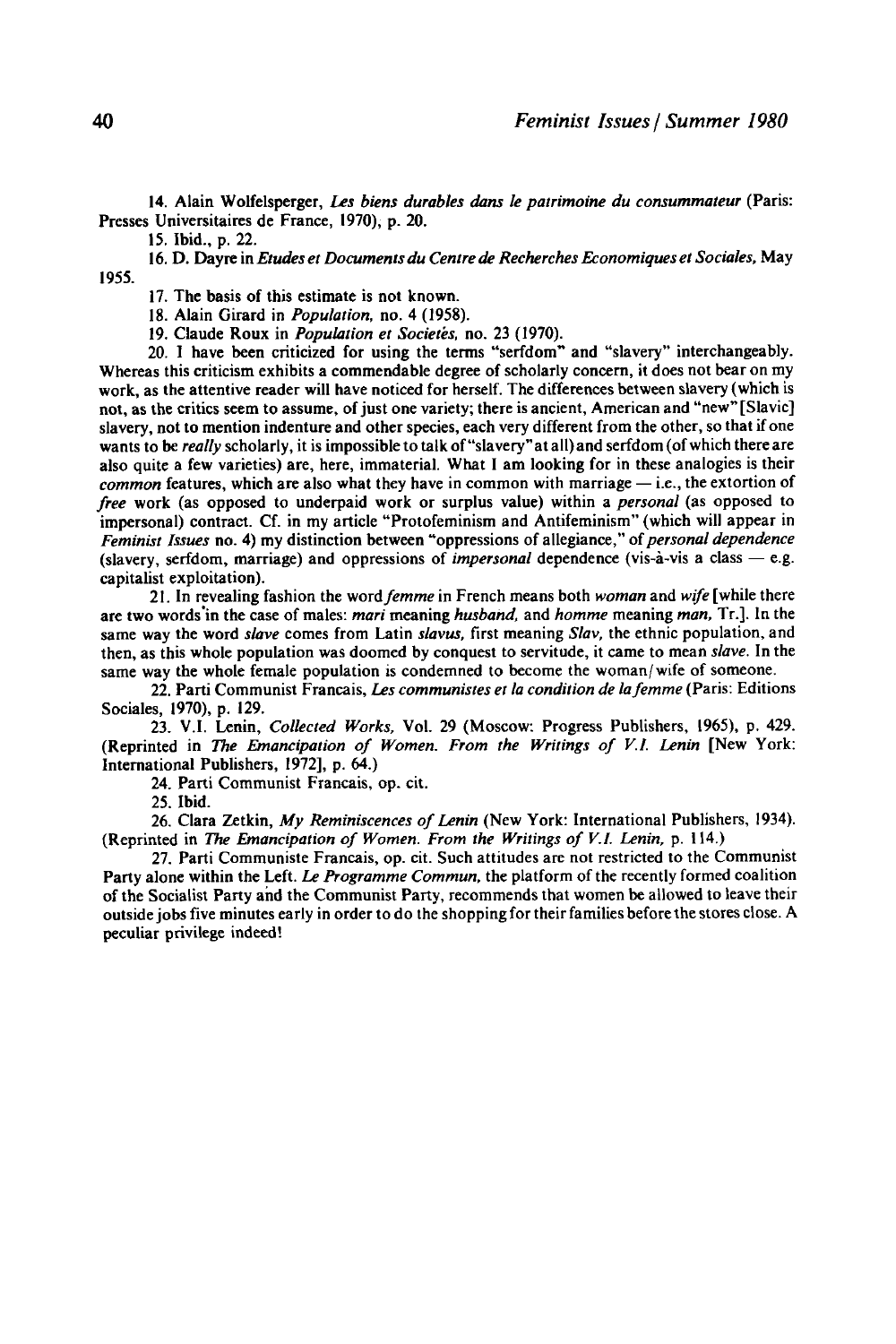14. Alain Wolfelsperger, *Les biens durables dans le patrimoine du consummateur* (Paris: Presses Universitaires de France, 1970), p. 20.

15. Ibid., p. 22.

16. D. Dayre in *Etudes et Documents du Centre de Recherches Economiques et Sociales*, May 1955.

17. The basis of this estimate is not known.

18. Alain Girard in *Population*, no. 4 (1958).

19. Claude Roux in *Population et Societés*, no. 23 (1970).

20. I have been criticized for using the terms "serfdom" and "slavery" interchangeably. Whereas this criticism exhibits a commendable degree of scholarly concern, it does not bear on my work, as the attentive reader will have noticed for herself. The differences between slavery (which is not, as the critics seem to assume, of just one variety; there is ancient, American and "new" [Slavic] slavery, not to mention indenture and other species, each very different from the other, so that if one wants to be *really* scholarly, it is impossible to talk of "slavery" at all) and serfdom (of which there are also quite a few varieties) are, here, immaterial. What I am looking for in these analogies is their *common* features, which are also what they have in common with marriage — i.e., the extortion of *free* work (as opposed to underpaid work or surplus value) within a *personal* (as opposed to impersonal) contract. Cf. in my article "Protofeminism and Antifeminism" (which will appear in *Feminist Issues* no. 4) my distinction between "oppressions of allegiance," of *personal dependence* (slavery, serfdom, marriage) and oppressions of *impersonal* dependence (vis-à-vis a class — e.g. capitalist exploitation).

21. In revealing fashion the word *femme* in French means both *woman* and *wife* [while there are two words in the case of males: *mari* meaning *husband*, and *homme* meaning *man*, Tr.]. In the same way the word *slave* comes from Latin *slavus*, first meaning *Slav*, the ethnic population, and then, as this whole population was doomed by conquest to servitude, it came to mean *slave*. In the same way the whole female population is condemned to become the woman/wife of someone.

22. Parti Communist Francais, *Les communistes et la condition de la femme* (Paris: Editions Sociales, 1970), p. 129.

23. V.I. Lenin, *Collected Works*, Vol. 29 (Moscow: Progress Publishers, 1965), p. 429. (Reprinted in *The Emancipation of Women. From the Writings of V.I. Lenin* [New York: International Publishers, 1972], p. 64.)

24. Parti Communist Francais, op. cit.

25. Ibid.

26. Clara Zetkin, *My Reminiscences of Lenin* (New York: International Publishers, 1934). (Reprinted in *The Emancipation of Women. From the Writings of V.I. Lenin*, p. 114.)

27. Parti Communiste Francais, op. cit. Such attitudes are not restricted to the Communist Party alone within the Left. *Le Programme Commun*, the platform of the recently formed coalition of the Socialist Party and the Communist Party, recommends that women be allowed to leave their outside jobs five minutes early in order to do the shopping for their families before the stores close. A peculiar privilege indeed!